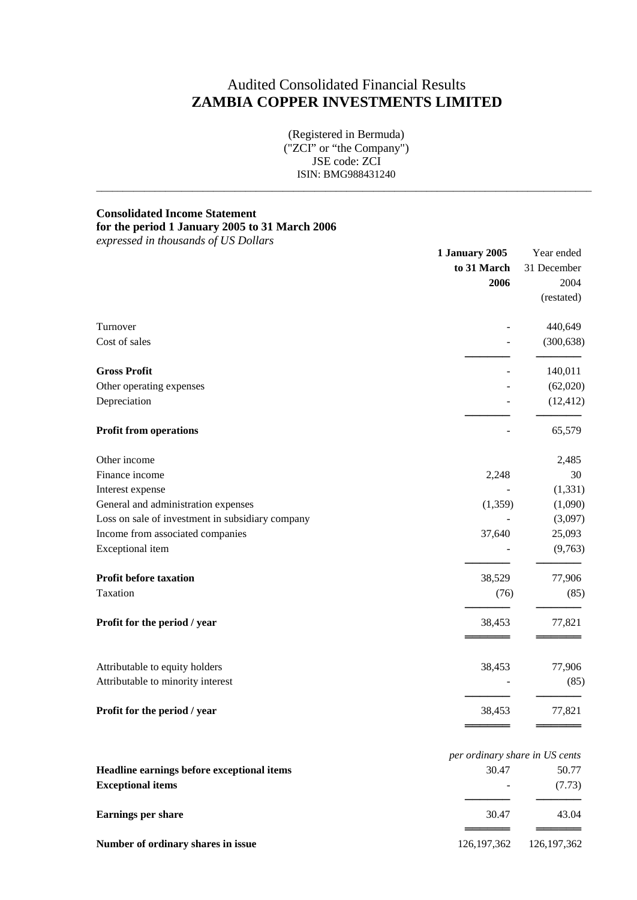# Audited Consolidated Financial Results
# ZAMBIA COPPER INVESTMENTS LIMITED

(Registered in Bermuda)
("ZCI" or "the Company")
JSE code: ZCI
ISIN: BMG988431240

---

**Consolidated Income Statement**
**for the period 1 January 2005 to 31 March 2006**
*expressed in thousands of US Dollars*

| | **1 January 2005 to 31 March 2006** | Year ended 31 December 2004 (restated) |
|---|---|---|
| Turnover | - | 440,649 |
| Cost of sales | - | (300,638) |
| **Gross Profit** | - | 140,011 |
| Other operating expenses | - | (62,020) |
| Depreciation | - | (12,412) |
| **Profit from operations** | - | 65,579 |
| Other income | | 2,485 |
| Finance income | 2,248 | 30 |
| Interest expense | - | (1,331) |
| General and administration expenses | (1,359) | (1,090) |
| Loss on sale of investment in subsidiary company | - | (3,097) |
| Income from associated companies | 37,640 | 25,093 |
| Exceptional item | - | (9,763) |
| **Profit before taxation** | 38,529 | 77,906 |
| Taxation | (76) | (85) |
| **Profit for the period / year** | 38,453 | 77,821 |
| Attributable to equity holders | 38,453 | 77,906 |
| Attributable to minority interest | - | (85) |
| **Profit for the period / year** | 38,453 | 77,821 |
| | *per ordinary share in US cents* | |
| **Headline earnings before exceptional items** | 30.47 | 50.77 |
| **Exceptional items** | - | (7.73) |
| **Earnings per share** | 30.47 | 43.04 |
| **Number of ordinary shares in issue** | 126,197,362 | 126,197,362 |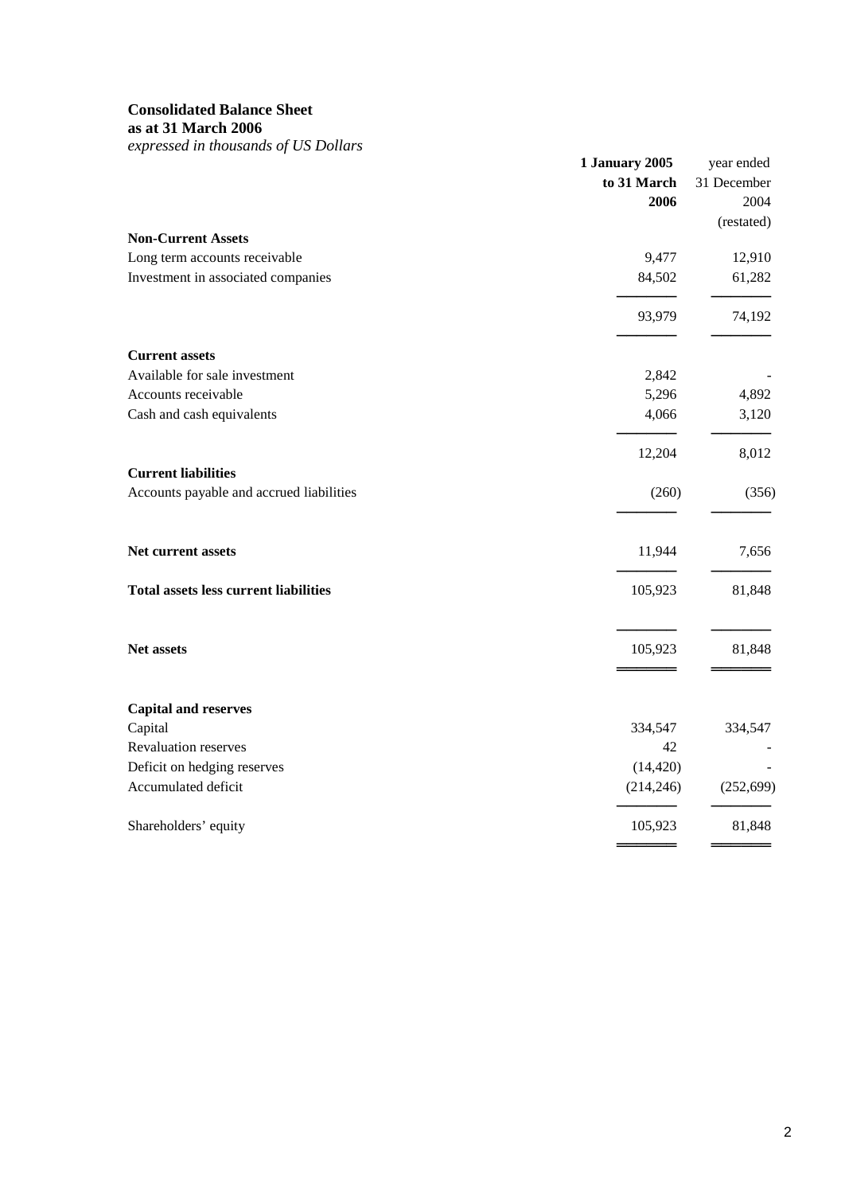**Consolidated Balance Sheet**
**as at 31 March 2006**
*expressed in thousands of US Dollars*

| | **1 January 2005 to 31 March 2006** | year ended 31 December 2004 (restated) |
|---|---|---|
| **Non-Current Assets** | | |
| Long term accounts receivable | 9,477 | 12,910 |
| Investment in associated companies | 84,502 | 61,282 |
| | 93,979 | 74,192 |
| **Current assets** | | |
| Available for sale investment | 2,842 | - |
| Accounts receivable | 5,296 | 4,892 |
| Cash and cash equivalents | 4,066 | 3,120 |
| | 12,204 | 8,012 |
| **Current liabilities** | | |
| Accounts payable and accrued liabilities | (260) | (356) |
| **Net current assets** | 11,944 | 7,656 |
| **Total assets less current liabilities** | 105,923 | 81,848 |
| **Net assets** | 105,923 | 81,848 |
| **Capital and reserves** | | |
| Capital | 334,547 | 334,547 |
| Revaluation reserves | 42 | - |
| Deficit on hedging reserves | (14,420) | - |
| Accumulated deficit | (214,246) | (252,699) |
| Shareholders' equity | 105,923 | 81,848 |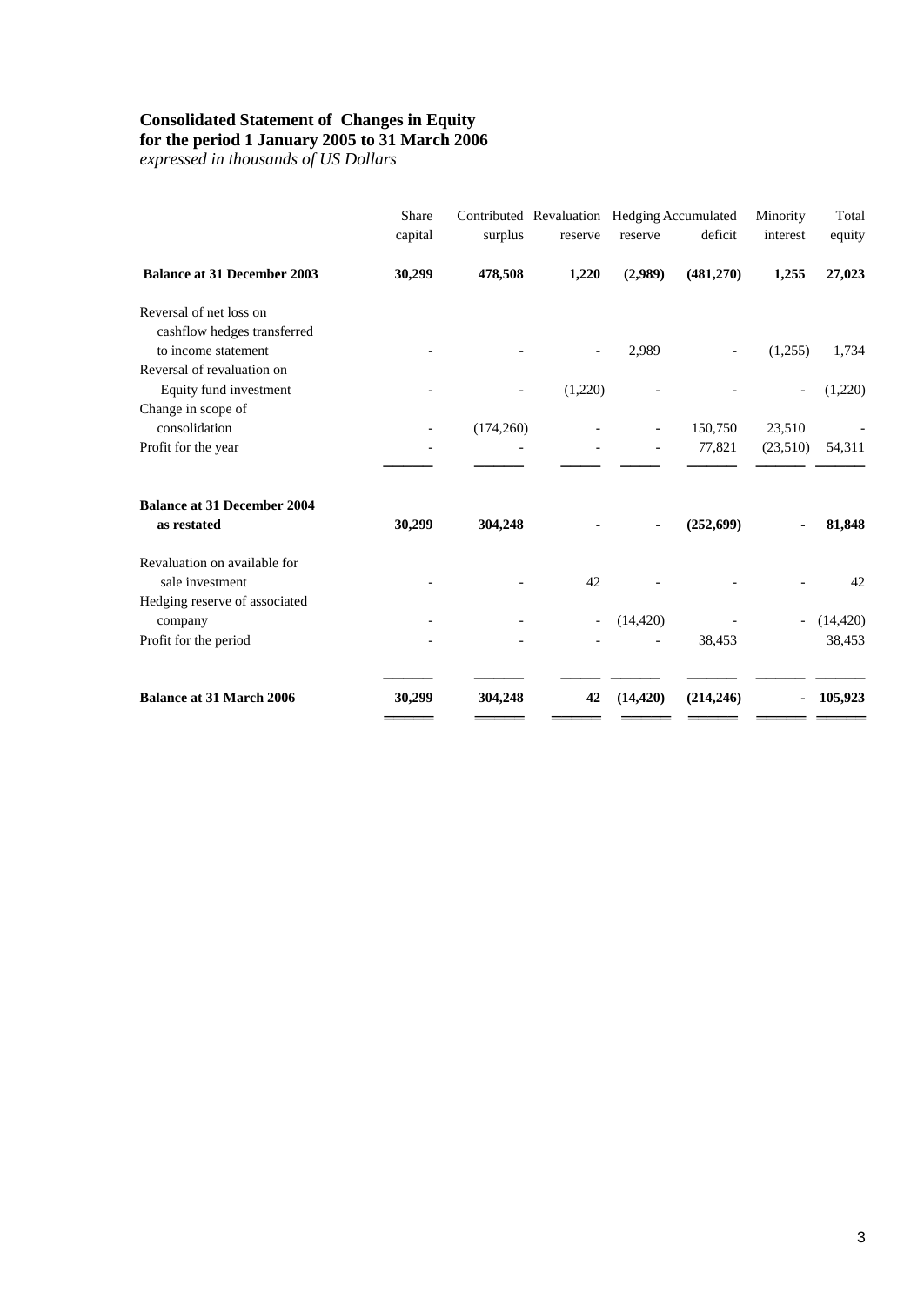**Consolidated Statement of Changes in Equity**
**for the period 1 January 2005 to 31 March 2006**
*expressed in thousands of US Dollars*

| | Share capital | Contributed surplus | Revaluation reserve | Hedging reserve | Accumulated deficit | Minority interest | Total equity |
|---|---|---|---|---|---|---|---|
| **Balance at 31 December 2003** | **30,299** | **478,508** | **1,220** | **(2,989)** | **(481,270)** | **1,255** | **27,023** |
| Reversal of net loss on cashflow hedges transferred to income statement | - | - | - | 2,989 | - | (1,255) | 1,734 |
| Reversal of revaluation on Equity fund investment | - | - | (1,220) | - | - | - | (1,220) |
| Change in scope of consolidation | - | (174,260) | - | - | 150,750 | 23,510 | - |
| Profit for the year | - | - | - | - | 77,821 | (23,510) | 54,311 |
| **Balance at 31 December 2004 as restated** | **30,299** | **304,248** | **-** | **-** | **(252,699)** | **-** | **81,848** |
| Revaluation on available for sale investment | - | - | 42 | - | - | - | 42 |
| Hedging reserve of associated company | - | - | - | (14,420) | - | - | (14,420) |
| Profit for the period | - | - | - | - | 38,453 | | 38,453 |
| **Balance at 31 March 2006** | **30,299** | **304,248** | **42** | **(14,420)** | **(214,246)** | **-** | **105,923** |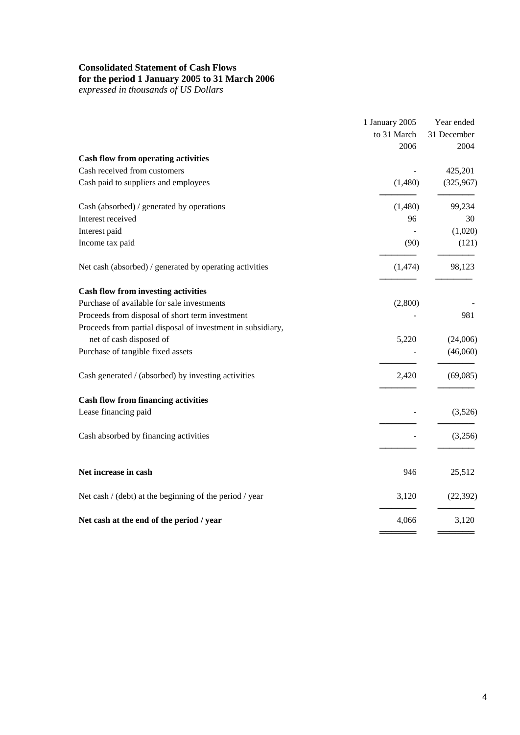**Consolidated Statement of Cash Flows**
**for the period 1 January 2005 to 31 March 2006**
*expressed in thousands of US Dollars*

| | 1 January 2005 to 31 March 2006 | Year ended 31 December 2004 |
|---|---|---|
| **Cash flow from operating activities** | | |
| Cash received from customers | - | 425,201 |
| Cash paid to suppliers and employees | (1,480) | (325,967) |
| Cash (absorbed) / generated by operations | (1,480) | 99,234 |
| Interest received | 96 | 30 |
| Interest paid | - | (1,020) |
| Income tax paid | (90) | (121) |
| Net cash (absorbed) / generated by operating activities | (1,474) | 98,123 |
| **Cash flow from investing activities** | | |
| Purchase of available for sale investments | (2,800) | - |
| Proceeds from disposal of short term investment | - | 981 |
| Proceeds from partial disposal of investment in subsidiary, net of cash disposed of | 5,220 | (24,006) |
| Purchase of tangible fixed assets | - | (46,060) |
| Cash generated / (absorbed) by investing activities | 2,420 | (69,085) |
| **Cash flow from financing activities** | | |
| Lease financing paid | - | (3,526) |
| Cash absorbed by financing activities | - | (3,256) |
| **Net increase in cash** | 946 | 25,512 |
| Net cash / (debt) at the beginning of the period / year | 3,120 | (22,392) |
| **Net cash at the end of the period / year** | 4,066 | 3,120 |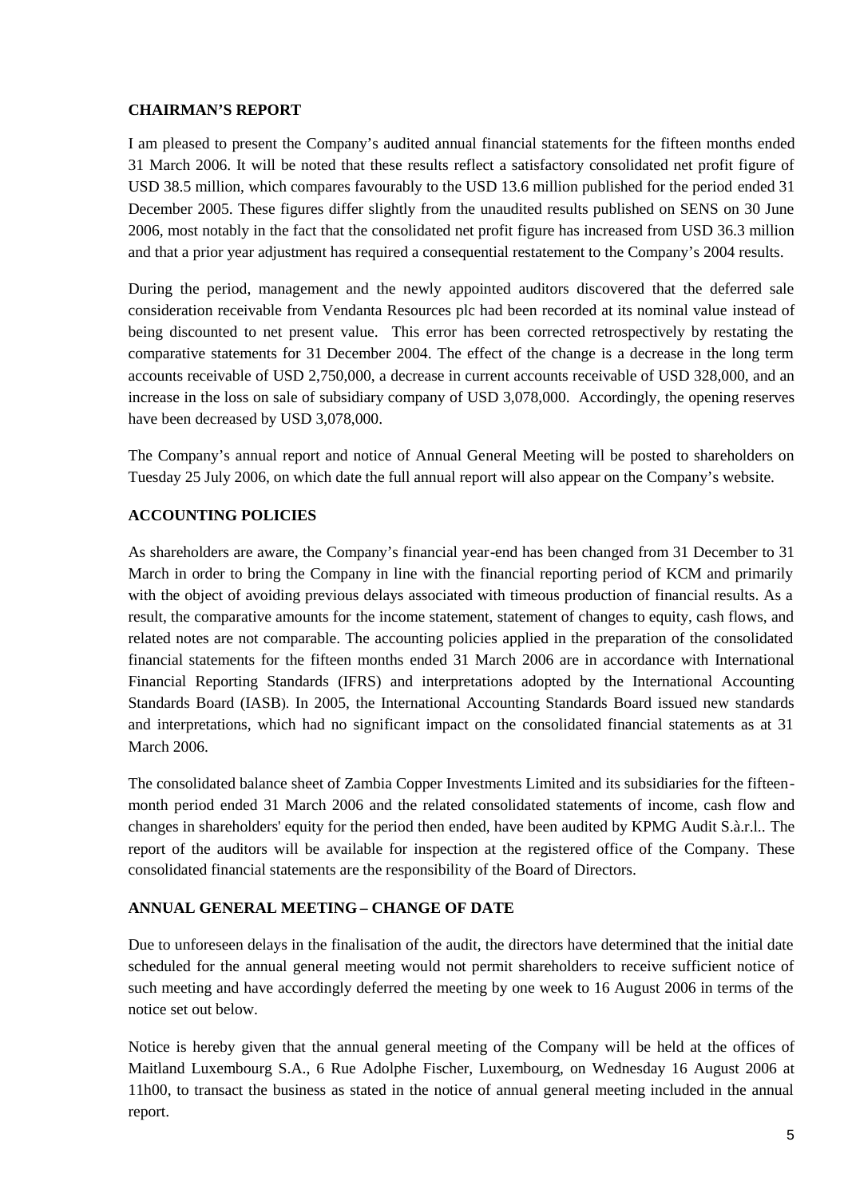## CHAIRMAN'S REPORT

I am pleased to present the Company's audited annual financial statements for the fifteen months ended 31 March 2006. It will be noted that these results reflect a satisfactory consolidated net profit figure of USD 38.5 million, which compares favourably to the USD 13.6 million published for the period ended 31 December 2005. These figures differ slightly from the unaudited results published on SENS on 30 June 2006, most notably in the fact that the consolidated net profit figure has increased from USD 36.3 million and that a prior year adjustment has required a consequential restatement to the Company's 2004 results.

During the period, management and the newly appointed auditors discovered that the deferred sale consideration receivable from Vendanta Resources plc had been recorded at its nominal value instead of being discounted to net present value. This error has been corrected retrospectively by restating the comparative statements for 31 December 2004. The effect of the change is a decrease in the long term accounts receivable of USD 2,750,000, a decrease in current accounts receivable of USD 328,000, and an increase in the loss on sale of subsidiary company of USD 3,078,000. Accordingly, the opening reserves have been decreased by USD 3,078,000.

The Company's annual report and notice of Annual General Meeting will be posted to shareholders on Tuesday 25 July 2006, on which date the full annual report will also appear on the Company's website.

## ACCOUNTING POLICIES

As shareholders are aware, the Company's financial year-end has been changed from 31 December to 31 March in order to bring the Company in line with the financial reporting period of KCM and primarily with the object of avoiding previous delays associated with timeous production of financial results. As a result, the comparative amounts for the income statement, statement of changes to equity, cash flows, and related notes are not comparable. The accounting policies applied in the preparation of the consolidated financial statements for the fifteen months ended 31 March 2006 are in accordance with International Financial Reporting Standards (IFRS) and interpretations adopted by the International Accounting Standards Board (IASB). In 2005, the International Accounting Standards Board issued new standards and interpretations, which had no significant impact on the consolidated financial statements as at 31 March 2006.

The consolidated balance sheet of Zambia Copper Investments Limited and its subsidiaries for the fifteen-month period ended 31 March 2006 and the related consolidated statements of income, cash flow and changes in shareholders' equity for the period then ended, have been audited by KPMG Audit S.à.r.l.. The report of the auditors will be available for inspection at the registered office of the Company. These consolidated financial statements are the responsibility of the Board of Directors.

## ANNUAL GENERAL MEETING – CHANGE OF DATE

Due to unforeseen delays in the finalisation of the audit, the directors have determined that the initial date scheduled for the annual general meeting would not permit shareholders to receive sufficient notice of such meeting and have accordingly deferred the meeting by one week to 16 August 2006 in terms of the notice set out below.

Notice is hereby given that the annual general meeting of the Company will be held at the offices of Maitland Luxembourg S.A., 6 Rue Adolphe Fischer, Luxembourg, on Wednesday 16 August 2006 at 11h00, to transact the business as stated in the notice of annual general meeting included in the annual report.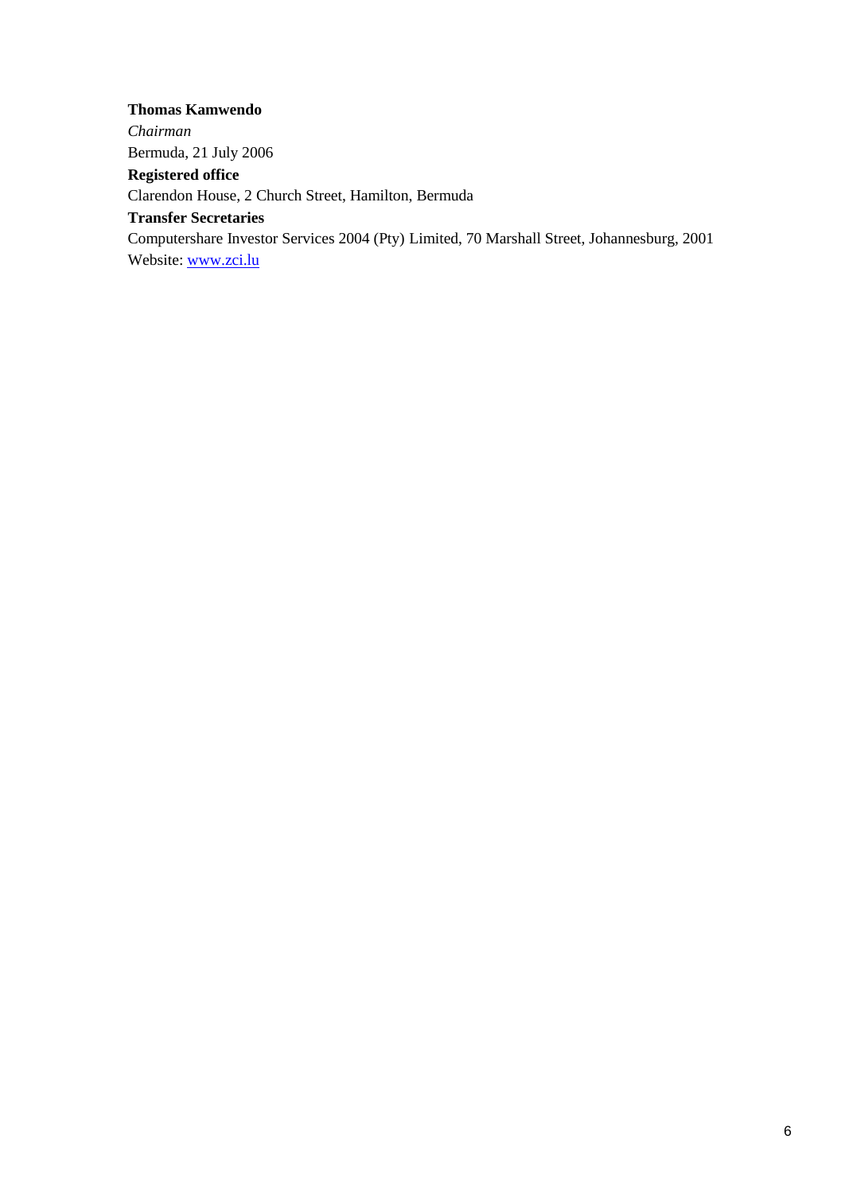**Thomas Kamwendo**
*Chairman*
Bermuda, 21 July 2006

**Registered office**
Clarendon House, 2 Church Street, Hamilton, Bermuda

**Transfer Secretaries**
Computershare Investor Services 2004 (Pty) Limited, 70 Marshall Street, Johannesburg, 2001
Website: www.zci.lu